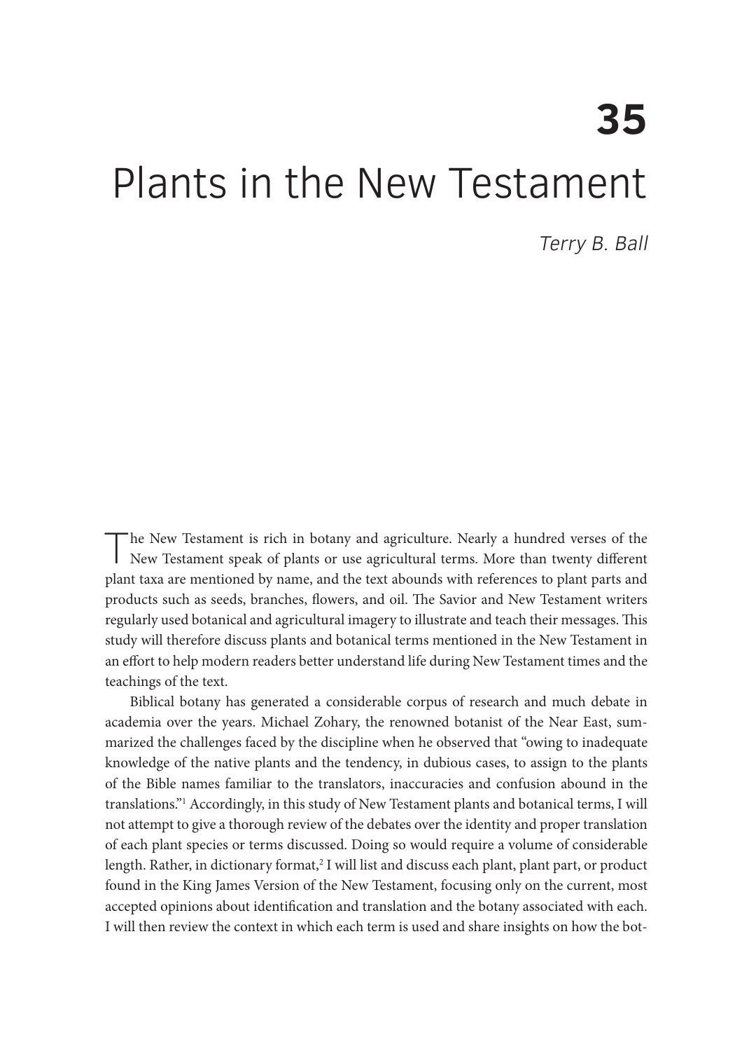# 35

# Plants in the New Testament

*Terry B. Ball*

The New Testament is rich in botany and agriculture. Nearly a hundred verses of the New Testament speak of plants or use agricultural terms. More than twenty different plant taxa are mentioned by name, and the text abounds with references to plant parts and products such as seeds, branches, flowers, and oil. The Savior and New Testament writers regularly used botanical and agricultural imagery to illustrate and teach their messages. This study will therefore discuss plants and botanical terms mentioned in the New Testament in an effort to help modern readers better understand life during New Testament times and the teachings of the text.

Biblical botany has generated a considerable corpus of research and much debate in academia over the years. Michael Zohary, the renowned botanist of the Near East, summarized the challenges faced by the discipline when he observed that "owing to inadequate knowledge of the native plants and the tendency, in dubious cases, to assign to the plants of the Bible names familiar to the translators, inaccuracies and confusion abound in the translations."[1] Accordingly, in this study of New Testament plants and botanical terms, I will not attempt to give a thorough review of the debates over the identity and proper translation of each plant species or terms discussed. Doing so would require a volume of considerable length. Rather, in dictionary format,[2] I will list and discuss each plant, plant part, or product found in the King James Version of the New Testament, focusing only on the current, most accepted opinions about identification and translation and the botany associated with each. I will then review the context in which each term is used and share insights on how the bot-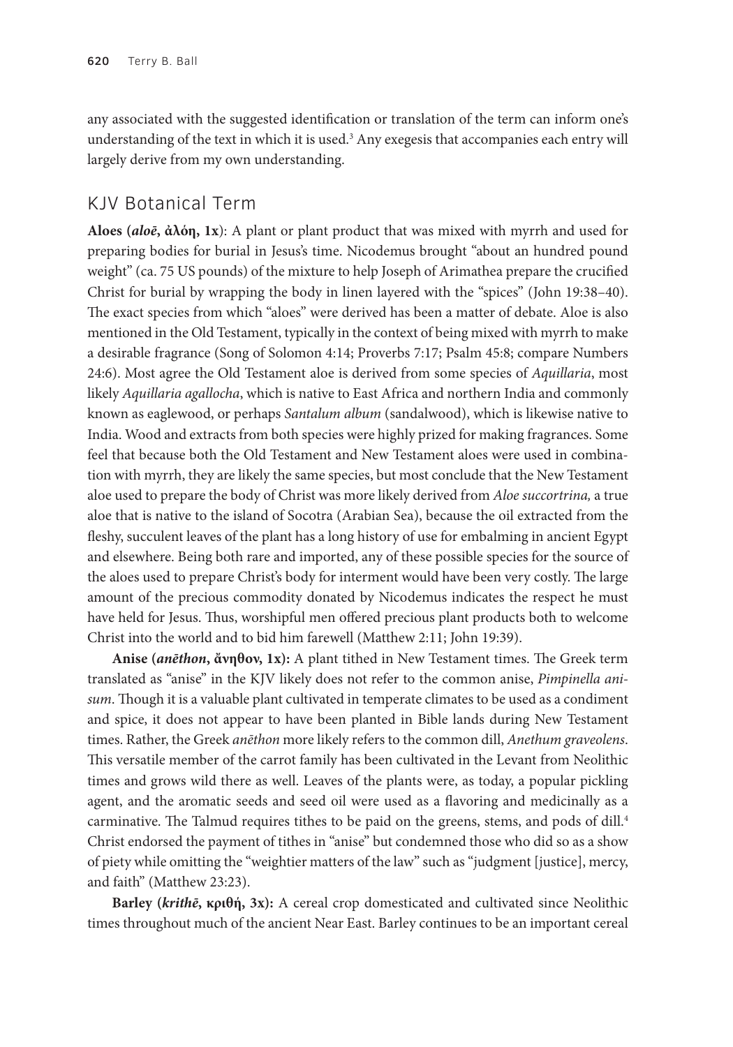any associated with the suggested identification or translation of the term can inform one's understanding of the text in which it is used.[3] Any exegesis that accompanies each entry will largely derive from my own understanding.

## KJV Botanical Term

**Aloes (*aloē*, ἀλόη, 1x)**: A plant or plant product that was mixed with myrrh and used for preparing bodies for burial in Jesus's time. Nicodemus brought "about an hundred pound weight" (ca. 75 US pounds) of the mixture to help Joseph of Arimathea prepare the crucified Christ for burial by wrapping the body in linen layered with the "spices" (John 19:38–40). The exact species from which "aloes" were derived has been a matter of debate. Aloe is also mentioned in the Old Testament, typically in the context of being mixed with myrrh to make a desirable fragrance (Song of Solomon 4:14; Proverbs 7:17; Psalm 45:8; compare Numbers 24:6). Most agree the Old Testament aloe is derived from some species of *Aquillaria*, most likely *Aquillaria agallocha*, which is native to East Africa and northern India and commonly known as eaglewood, or perhaps *Santalum album* (sandalwood), which is likewise native to India. Wood and extracts from both species were highly prized for making fragrances. Some feel that because both the Old Testament and New Testament aloes were used in combination with myrrh, they are likely the same species, but most conclude that the New Testament aloe used to prepare the body of Christ was more likely derived from *Aloe succortrina,* a true aloe that is native to the island of Socotra (Arabian Sea), because the oil extracted from the fleshy, succulent leaves of the plant has a long history of use for embalming in ancient Egypt and elsewhere. Being both rare and imported, any of these possible species for the source of the aloes used to prepare Christ's body for interment would have been very costly. The large amount of the precious commodity donated by Nicodemus indicates the respect he must have held for Jesus. Thus, worshipful men offered precious plant products both to welcome Christ into the world and to bid him farewell (Matthew 2:11; John 19:39).

**Anise (*anēthon*, ἄνηθον, 1x):** A plant tithed in New Testament times. The Greek term translated as "anise" in the KJV likely does not refer to the common anise, *Pimpinella anisum*. Though it is a valuable plant cultivated in temperate climates to be used as a condiment and spice, it does not appear to have been planted in Bible lands during New Testament times. Rather, the Greek *anēthon* more likely refers to the common dill, *Anethum graveolens*. This versatile member of the carrot family has been cultivated in the Levant from Neolithic times and grows wild there as well. Leaves of the plants were, as today, a popular pickling agent, and the aromatic seeds and seed oil were used as a flavoring and medicinally as a carminative. The Talmud requires tithes to be paid on the greens, stems, and pods of dill.[4] Christ endorsed the payment of tithes in "anise" but condemned those who did so as a show of piety while omitting the "weightier matters of the law" such as "judgment [justice], mercy, and faith" (Matthew 23:23).

**Barley (*krithē*, κριθή, 3x):** A cereal crop domesticated and cultivated since Neolithic times throughout much of the ancient Near East. Barley continues to be an important cereal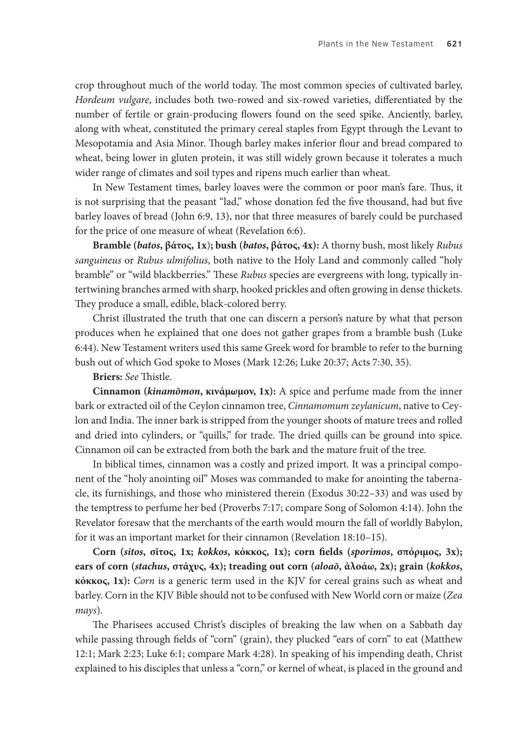crop throughout much of the world today. The most common species of cultivated barley, *Hordeum vulgare*, includes both two-rowed and six-rowed varieties, differentiated by the number of fertile or grain-producing flowers found on the seed spike. Anciently, barley, along with wheat, constituted the primary cereal staples from Egypt through the Levant to Mesopotamia and Asia Minor. Though barley makes inferior flour and bread compared to wheat, being lower in gluten protein, it was still widely grown because it tolerates a much wider range of climates and soil types and ripens much earlier than wheat.

In New Testament times, barley loaves were the common or poor man's fare. Thus, it is not surprising that the peasant "lad," whose donation fed the five thousand, had but five barley loaves of bread (John 6:9, 13), nor that three measures of barely could be purchased for the price of one measure of wheat (Revelation 6:6).

**Bramble (*batos*, βάτος, 1x); bush (*batos*, βάτος, 4x):** A thorny bush, most likely *Rubus sanguineus* or *Rubus ulmifolius*, both native to the Holy Land and commonly called "holy bramble" or "wild blackberries." These *Rubus* species are evergreens with long, typically intertwining branches armed with sharp, hooked prickles and often growing in dense thickets. They produce a small, edible, black-colored berry.

Christ illustrated the truth that one can discern a person's nature by what that person produces when he explained that one does not gather grapes from a bramble bush (Luke 6:44). New Testament writers used this same Greek word for bramble to refer to the burning bush out of which God spoke to Moses (Mark 12:26; Luke 20:37; Acts 7:30, 35).

**Briers:** *See* Thistle.

**Cinnamon (*kinamōmon*, κινάμωμον, 1x):** A spice and perfume made from the inner bark or extracted oil of the Ceylon cinnamon tree, *Cinnamomum zeylanicum*, native to Ceylon and India. The inner bark is stripped from the younger shoots of mature trees and rolled and dried into cylinders, or "quills," for trade. The dried quills can be ground into spice. Cinnamon oil can be extracted from both the bark and the mature fruit of the tree.

In biblical times, cinnamon was a costly and prized import. It was a principal component of the "holy anointing oil" Moses was commanded to make for anointing the tabernacle, its furnishings, and those who ministered therein (Exodus 30:22–33) and was used by the temptress to perfume her bed (Proverbs 7:17; compare Song of Solomon 4:14). John the Revelator foresaw that the merchants of the earth would mourn the fall of worldly Babylon, for it was an important market for their cinnamon (Revelation 18:10–15).

**Corn (*sitos*, σῖτος, 1x; *kokkos*, κόκκος, 1x); corn fields (*sporimos*, σπόριμος, 3x); ears of corn (*stachus*, στάχυς, 4x); treading out corn (*aloaō*, ἀλοάω, 2x); grain (*kokkos*, κόκκος, 1x):** *Corn* is a generic term used in the KJV for cereal grains such as wheat and barley. Corn in the KJV Bible should not to be confused with New World corn or maize (*Zea mays*).

The Pharisees accused Christ's disciples of breaking the law when on a Sabbath day while passing through fields of "corn" (grain), they plucked "ears of corn" to eat (Matthew 12:1; Mark 2:23; Luke 6:1; compare Mark 4:28). In speaking of his impending death, Christ explained to his disciples that unless a "corn," or kernel of wheat, is placed in the ground and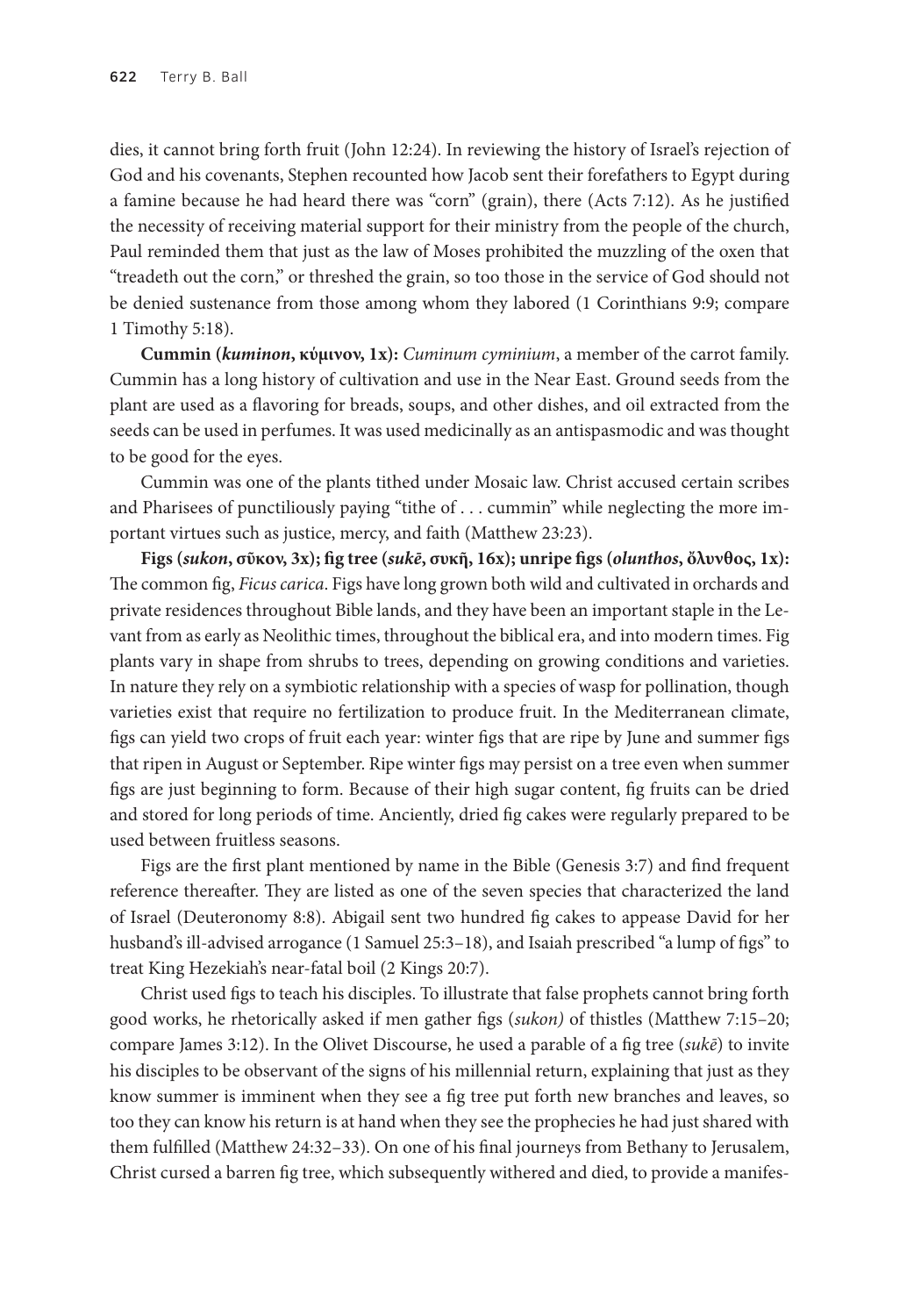dies, it cannot bring forth fruit (John 12:24). In reviewing the history of Israel's rejection of God and his covenants, Stephen recounted how Jacob sent their forefathers to Egypt during a famine because he had heard there was "corn" (grain), there (Acts 7:12). As he justified the necessity of receiving material support for their ministry from the people of the church, Paul reminded them that just as the law of Moses prohibited the muzzling of the oxen that "treadeth out the corn," or threshed the grain, so too those in the service of God should not be denied sustenance from those among whom they labored (1 Corinthians 9:9; compare 1 Timothy 5:18).

**Cummin (*kuminon*, κύμινον, 1x):** *Cuminum cyminium*, a member of the carrot family. Cummin has a long history of cultivation and use in the Near East. Ground seeds from the plant are used as a flavoring for breads, soups, and other dishes, and oil extracted from the seeds can be used in perfumes. It was used medicinally as an antispasmodic and was thought to be good for the eyes.

Cummin was one of the plants tithed under Mosaic law. Christ accused certain scribes and Pharisees of punctiliously paying "tithe of . . . cummin" while neglecting the more important virtues such as justice, mercy, and faith (Matthew 23:23).

**Figs (*sukon*, σῦκον, 3x); fig tree (*sukē*, συκῆ, 16x); unripe figs (*olunthos*, ὄλυνθος, 1x):** The common fig, *Ficus carica*. Figs have long grown both wild and cultivated in orchards and private residences throughout Bible lands, and they have been an important staple in the Levant from as early as Neolithic times, throughout the biblical era, and into modern times. Fig plants vary in shape from shrubs to trees, depending on growing conditions and varieties. In nature they rely on a symbiotic relationship with a species of wasp for pollination, though varieties exist that require no fertilization to produce fruit. In the Mediterranean climate, figs can yield two crops of fruit each year: winter figs that are ripe by June and summer figs that ripen in August or September. Ripe winter figs may persist on a tree even when summer figs are just beginning to form. Because of their high sugar content, fig fruits can be dried and stored for long periods of time. Anciently, dried fig cakes were regularly prepared to be used between fruitless seasons.

Figs are the first plant mentioned by name in the Bible (Genesis 3:7) and find frequent reference thereafter. They are listed as one of the seven species that characterized the land of Israel (Deuteronomy 8:8). Abigail sent two hundred fig cakes to appease David for her husband's ill-advised arrogance (1 Samuel 25:3–18), and Isaiah prescribed "a lump of figs" to treat King Hezekiah's near-fatal boil (2 Kings 20:7).

Christ used figs to teach his disciples. To illustrate that false prophets cannot bring forth good works, he rhetorically asked if men gather figs (*sukon)* of thistles (Matthew 7:15–20; compare James 3:12). In the Olivet Discourse, he used a parable of a fig tree (*sukē*) to invite his disciples to be observant of the signs of his millennial return, explaining that just as they know summer is imminent when they see a fig tree put forth new branches and leaves, so too they can know his return is at hand when they see the prophecies he had just shared with them fulfilled (Matthew 24:32–33). On one of his final journeys from Bethany to Jerusalem, Christ cursed a barren fig tree, which subsequently withered and died, to provide a manifes-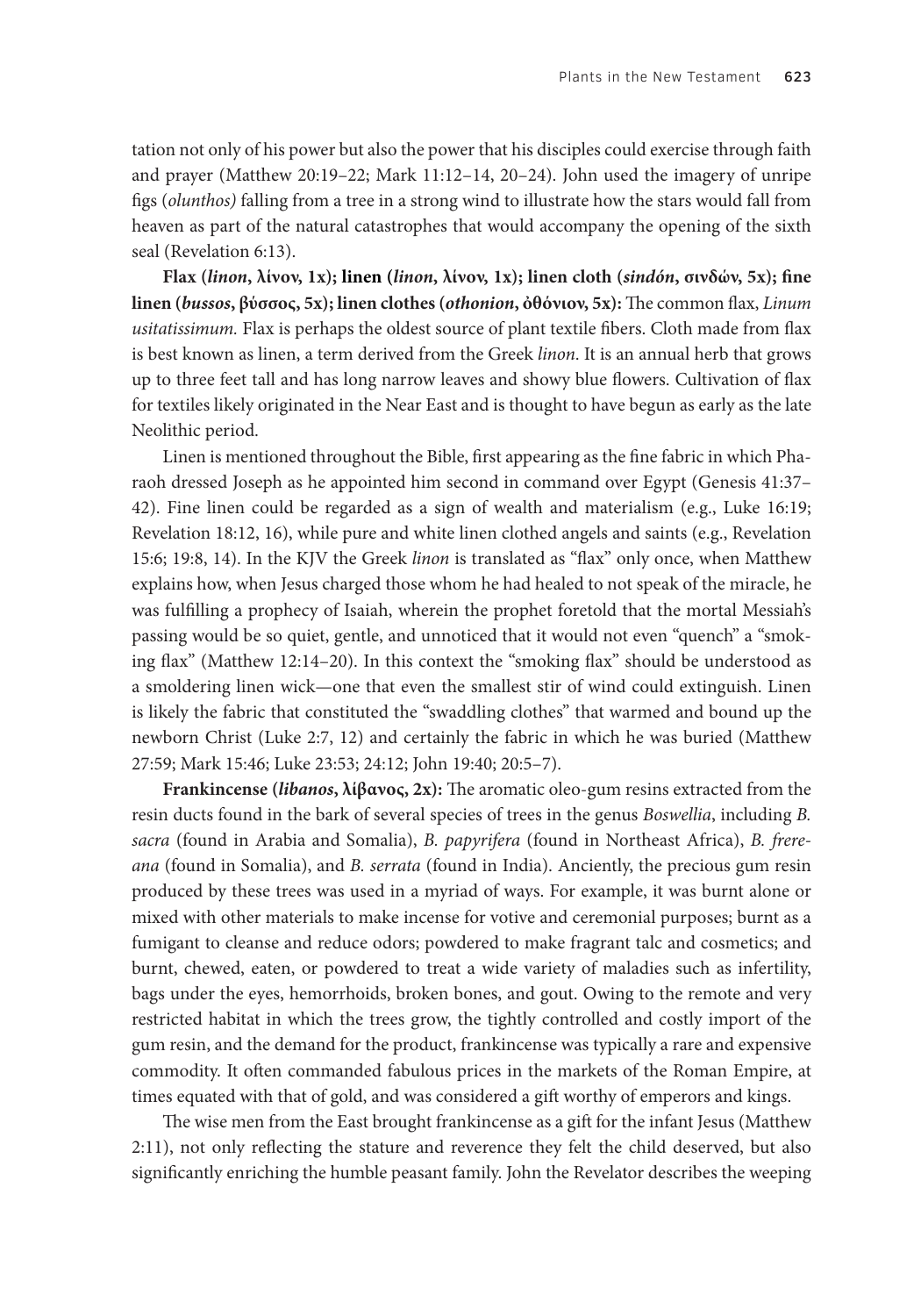tation not only of his power but also the power that his disciples could exercise through faith and prayer (Matthew 20:19–22; Mark 11:12–14, 20–24). John used the imagery of unripe figs (*olunthos)* falling from a tree in a strong wind to illustrate how the stars would fall from heaven as part of the natural catastrophes that would accompany the opening of the sixth seal (Revelation 6:13).

**Flax (*linon*, λίνον, 1x); linen (*linon*, λίνον, 1x); linen cloth (*sindón*, σινδών, 5x); fine linen (*bussos*, βύσσος, 5x); linen clothes (*othonion*, ὀθόνιον, 5x):** The common flax, *Linum usitatissimum.* Flax is perhaps the oldest source of plant textile fibers. Cloth made from flax is best known as linen, a term derived from the Greek *linon*. It is an annual herb that grows up to three feet tall and has long narrow leaves and showy blue flowers. Cultivation of flax for textiles likely originated in the Near East and is thought to have begun as early as the late Neolithic period.

Linen is mentioned throughout the Bible, first appearing as the fine fabric in which Pharaoh dressed Joseph as he appointed him second in command over Egypt (Genesis 41:37–42). Fine linen could be regarded as a sign of wealth and materialism (e.g., Luke 16:19; Revelation 18:12, 16), while pure and white linen clothed angels and saints (e.g., Revelation 15:6; 19:8, 14). In the KJV the Greek *linon* is translated as "flax" only once, when Matthew explains how, when Jesus charged those whom he had healed to not speak of the miracle, he was fulfilling a prophecy of Isaiah, wherein the prophet foretold that the mortal Messiah's passing would be so quiet, gentle, and unnoticed that it would not even "quench" a "smoking flax" (Matthew 12:14–20). In this context the "smoking flax" should be understood as a smoldering linen wick—one that even the smallest stir of wind could extinguish. Linen is likely the fabric that constituted the "swaddling clothes" that warmed and bound up the newborn Christ (Luke 2:7, 12) and certainly the fabric in which he was buried (Matthew 27:59; Mark 15:46; Luke 23:53; 24:12; John 19:40; 20:5–7).

**Frankincense (*libanos*, λίβανος, 2x):** The aromatic oleo-gum resins extracted from the resin ducts found in the bark of several species of trees in the genus *Boswellia*, including *B. sacra* (found in Arabia and Somalia), *B. papyrifera* (found in Northeast Africa), *B. frereana* (found in Somalia), and *B. serrata* (found in India). Anciently, the precious gum resin produced by these trees was used in a myriad of ways. For example, it was burnt alone or mixed with other materials to make incense for votive and ceremonial purposes; burnt as a fumigant to cleanse and reduce odors; powdered to make fragrant talc and cosmetics; and burnt, chewed, eaten, or powdered to treat a wide variety of maladies such as infertility, bags under the eyes, hemorrhoids, broken bones, and gout. Owing to the remote and very restricted habitat in which the trees grow, the tightly controlled and costly import of the gum resin, and the demand for the product, frankincense was typically a rare and expensive commodity. It often commanded fabulous prices in the markets of the Roman Empire, at times equated with that of gold, and was considered a gift worthy of emperors and kings.

The wise men from the East brought frankincense as a gift for the infant Jesus (Matthew 2:11), not only reflecting the stature and reverence they felt the child deserved, but also significantly enriching the humble peasant family. John the Revelator describes the weeping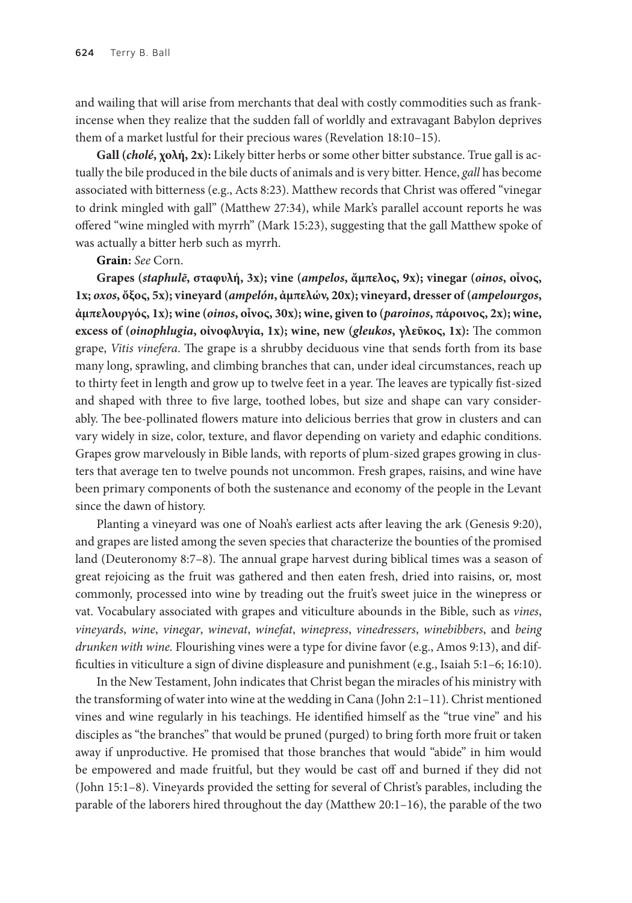and wailing that will arise from merchants that deal with costly commodities such as frankincense when they realize that the sudden fall of worldly and extravagant Babylon deprives them of a market lustful for their precious wares (Revelation 18:10–15).

**Gall (*cholé*, χολή, 2x):** Likely bitter herbs or some other bitter substance. True gall is actually the bile produced in the bile ducts of animals and is very bitter. Hence, *gall* has become associated with bitterness (e.g., Acts 8:23). Matthew records that Christ was offered "vinegar to drink mingled with gall" (Matthew 27:34), while Mark's parallel account reports he was offered "wine mingled with myrrh" (Mark 15:23), suggesting that the gall Matthew spoke of was actually a bitter herb such as myrrh.

**Grain:** *See* Corn.

**Grapes (*staphulē*, σταφυλή, 3x); vine (*ampelos*, ἄμπελος, 9x); vinegar (*oinos*, οἶνος, 1x; *oxos*, ὄξος, 5x); vineyard (*ampelón*, ἀμπελών, 20x); vineyard, dresser of (*ampelourgos*, ἀμπελουργός, 1x); wine (*oinos*, οἶνος, 30x); wine, given to (*paroinos*, πάροινος, 2x); wine, excess of (*oinophlugia*, οἰνοφλυγία, 1x); wine, new (*gleukos*, γλεῦκος, 1x):** The common grape, *Vitis vinefera*. The grape is a shrubby deciduous vine that sends forth from its base many long, sprawling, and climbing branches that can, under ideal circumstances, reach up to thirty feet in length and grow up to twelve feet in a year. The leaves are typically fist-sized and shaped with three to five large, toothed lobes, but size and shape can vary considerably. The bee-pollinated flowers mature into delicious berries that grow in clusters and can vary widely in size, color, texture, and flavor depending on variety and edaphic conditions. Grapes grow marvelously in Bible lands, with reports of plum-sized grapes growing in clusters that average ten to twelve pounds not uncommon. Fresh grapes, raisins, and wine have been primary components of both the sustenance and economy of the people in the Levant since the dawn of history.

Planting a vineyard was one of Noah's earliest acts after leaving the ark (Genesis 9:20), and grapes are listed among the seven species that characterize the bounties of the promised land (Deuteronomy 8:7–8). The annual grape harvest during biblical times was a season of great rejoicing as the fruit was gathered and then eaten fresh, dried into raisins, or, most commonly, processed into wine by treading out the fruit's sweet juice in the winepress or vat. Vocabulary associated with grapes and viticulture abounds in the Bible, such as *vines*, *vineyards*, *wine*, *vinegar*, *winevat*, *winefat*, *winepress*, *vinedressers*, *winebibbers*, and *being drunken with wine*. Flourishing vines were a type for divine favor (e.g., Amos 9:13), and difficulties in viticulture a sign of divine displeasure and punishment (e.g., Isaiah 5:1–6; 16:10).

In the New Testament, John indicates that Christ began the miracles of his ministry with the transforming of water into wine at the wedding in Cana (John 2:1–11). Christ mentioned vines and wine regularly in his teachings. He identified himself as the "true vine" and his disciples as "the branches" that would be pruned (purged) to bring forth more fruit or taken away if unproductive. He promised that those branches that would "abide" in him would be empowered and made fruitful, but they would be cast off and burned if they did not (John 15:1–8). Vineyards provided the setting for several of Christ's parables, including the parable of the laborers hired throughout the day (Matthew 20:1–16), the parable of the two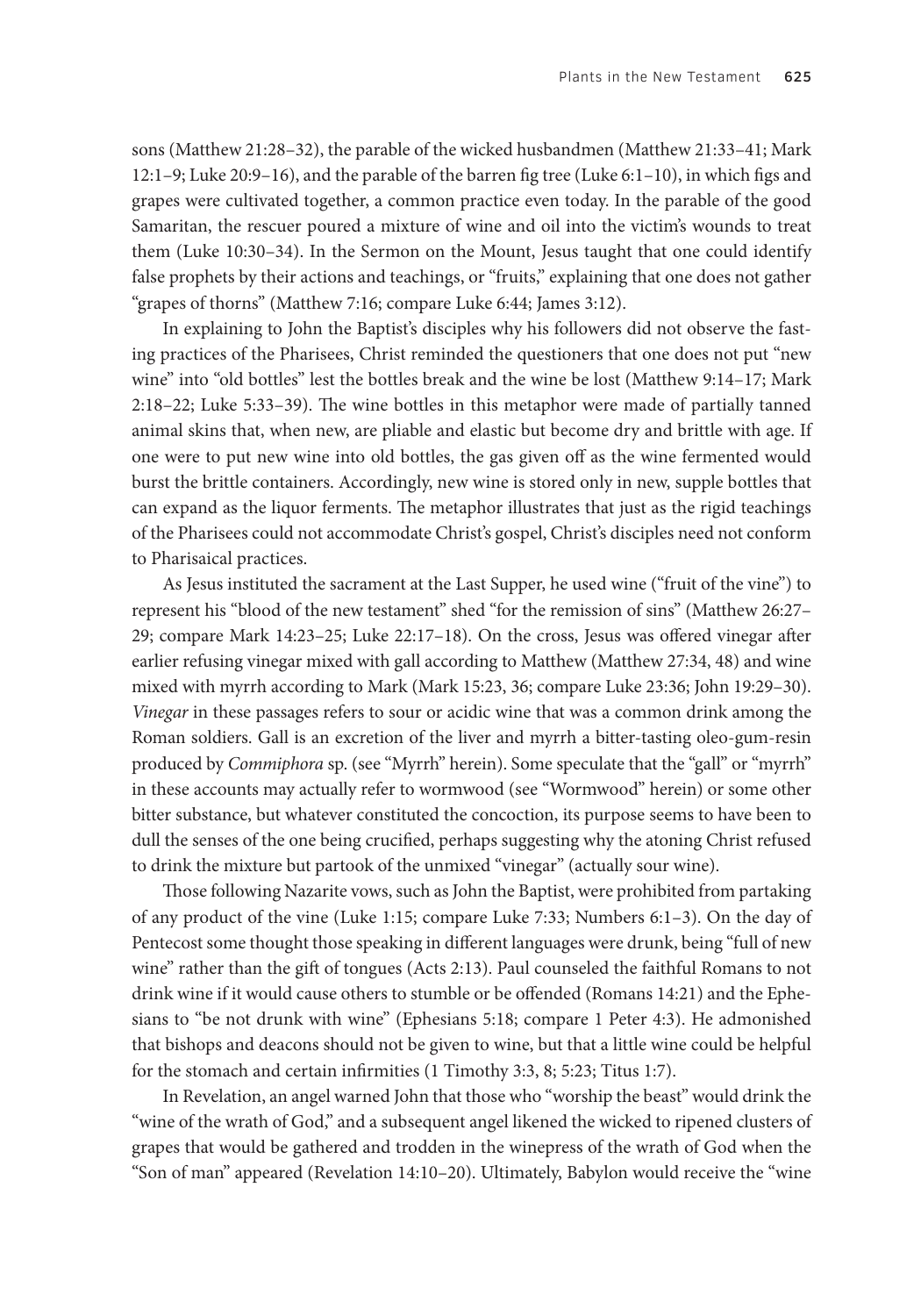sons (Matthew 21:28–32), the parable of the wicked husbandmen (Matthew 21:33–41; Mark 12:1–9; Luke 20:9–16), and the parable of the barren fig tree (Luke 6:1–10), in which figs and grapes were cultivated together, a common practice even today. In the parable of the good Samaritan, the rescuer poured a mixture of wine and oil into the victim's wounds to treat them (Luke 10:30–34). In the Sermon on the Mount, Jesus taught that one could identify false prophets by their actions and teachings, or "fruits," explaining that one does not gather "grapes of thorns" (Matthew 7:16; compare Luke 6:44; James 3:12).

In explaining to John the Baptist's disciples why his followers did not observe the fasting practices of the Pharisees, Christ reminded the questioners that one does not put "new wine" into "old bottles" lest the bottles break and the wine be lost (Matthew 9:14–17; Mark 2:18–22; Luke 5:33–39). The wine bottles in this metaphor were made of partially tanned animal skins that, when new, are pliable and elastic but become dry and brittle with age. If one were to put new wine into old bottles, the gas given off as the wine fermented would burst the brittle containers. Accordingly, new wine is stored only in new, supple bottles that can expand as the liquor ferments. The metaphor illustrates that just as the rigid teachings of the Pharisees could not accommodate Christ's gospel, Christ's disciples need not conform to Pharisaical practices.

As Jesus instituted the sacrament at the Last Supper, he used wine ("fruit of the vine") to represent his "blood of the new testament" shed "for the remission of sins" (Matthew 26:27–29; compare Mark 14:23–25; Luke 22:17–18). On the cross, Jesus was offered vinegar after earlier refusing vinegar mixed with gall according to Matthew (Matthew 27:34, 48) and wine mixed with myrrh according to Mark (Mark 15:23, 36; compare Luke 23:36; John 19:29–30). *Vinegar* in these passages refers to sour or acidic wine that was a common drink among the Roman soldiers. Gall is an excretion of the liver and myrrh a bitter-tasting oleo-gum-resin produced by *Commiphora* sp. (see "Myrrh" herein). Some speculate that the "gall" or "myrrh" in these accounts may actually refer to wormwood (see "Wormwood" herein) or some other bitter substance, but whatever constituted the concoction, its purpose seems to have been to dull the senses of the one being crucified, perhaps suggesting why the atoning Christ refused to drink the mixture but partook of the unmixed "vinegar" (actually sour wine).

Those following Nazarite vows, such as John the Baptist, were prohibited from partaking of any product of the vine (Luke 1:15; compare Luke 7:33; Numbers 6:1–3). On the day of Pentecost some thought those speaking in different languages were drunk, being "full of new wine" rather than the gift of tongues (Acts 2:13). Paul counseled the faithful Romans to not drink wine if it would cause others to stumble or be offended (Romans 14:21) and the Ephesians to "be not drunk with wine" (Ephesians 5:18; compare 1 Peter 4:3). He admonished that bishops and deacons should not be given to wine, but that a little wine could be helpful for the stomach and certain infirmities (1 Timothy 3:3, 8; 5:23; Titus 1:7).

In Revelation, an angel warned John that those who "worship the beast" would drink the "wine of the wrath of God," and a subsequent angel likened the wicked to ripened clusters of grapes that would be gathered and trodden in the winepress of the wrath of God when the "Son of man" appeared (Revelation 14:10–20). Ultimately, Babylon would receive the "wine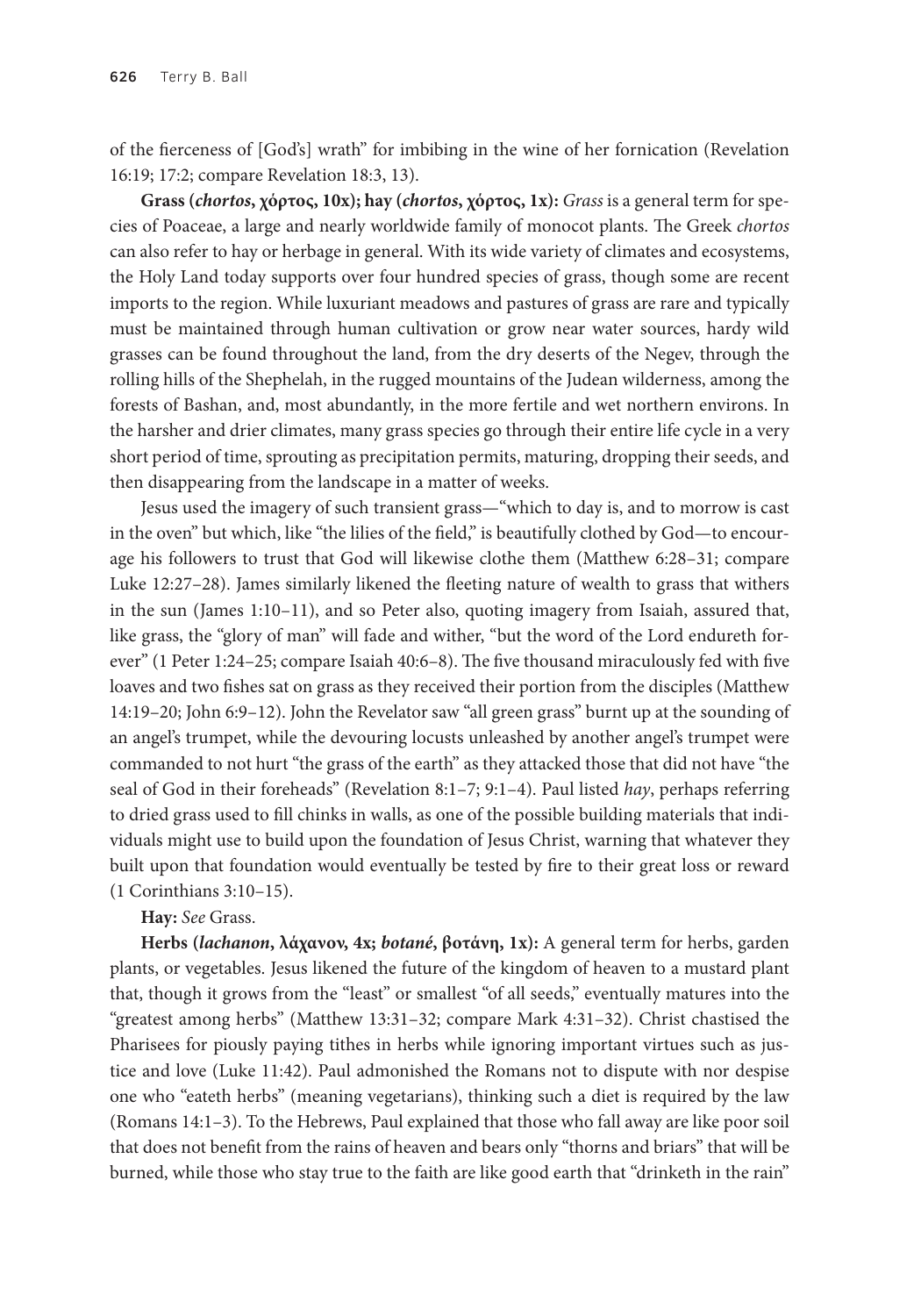of the fierceness of [God's] wrath" for imbibing in the wine of her fornication (Revelation 16:19; 17:2; compare Revelation 18:3, 13).

**Grass (*chortos*, χόρτος, 10x); hay (*chortos*, χόρτος, 1x):** *Grass* is a general term for species of Poaceae, a large and nearly worldwide family of monocot plants. The Greek *chortos* can also refer to hay or herbage in general. With its wide variety of climates and ecosystems, the Holy Land today supports over four hundred species of grass, though some are recent imports to the region. While luxuriant meadows and pastures of grass are rare and typically must be maintained through human cultivation or grow near water sources, hardy wild grasses can be found throughout the land, from the dry deserts of the Negev, through the rolling hills of the Shephelah, in the rugged mountains of the Judean wilderness, among the forests of Bashan, and, most abundantly, in the more fertile and wet northern environs. In the harsher and drier climates, many grass species go through their entire life cycle in a very short period of time, sprouting as precipitation permits, maturing, dropping their seeds, and then disappearing from the landscape in a matter of weeks.

Jesus used the imagery of such transient grass—"which to day is, and to morrow is cast in the oven" but which, like "the lilies of the field," is beautifully clothed by God—to encourage his followers to trust that God will likewise clothe them (Matthew 6:28–31; compare Luke 12:27–28). James similarly likened the fleeting nature of wealth to grass that withers in the sun (James 1:10–11), and so Peter also, quoting imagery from Isaiah, assured that, like grass, the "glory of man" will fade and wither, "but the word of the Lord endureth forever" (1 Peter 1:24–25; compare Isaiah 40:6–8). The five thousand miraculously fed with five loaves and two fishes sat on grass as they received their portion from the disciples (Matthew 14:19–20; John 6:9–12). John the Revelator saw "all green grass" burnt up at the sounding of an angel's trumpet, while the devouring locusts unleashed by another angel's trumpet were commanded to not hurt "the grass of the earth" as they attacked those that did not have "the seal of God in their foreheads" (Revelation 8:1–7; 9:1–4). Paul listed *hay*, perhaps referring to dried grass used to fill chinks in walls, as one of the possible building materials that individuals might use to build upon the foundation of Jesus Christ, warning that whatever they built upon that foundation would eventually be tested by fire to their great loss or reward (1 Corinthians 3:10–15).

**Hay:** *See* Grass.

**Herbs (*lachanon*, λάχανον, 4x; *botané*, βοτάνη, 1x):** A general term for herbs, garden plants, or vegetables. Jesus likened the future of the kingdom of heaven to a mustard plant that, though it grows from the "least" or smallest "of all seeds," eventually matures into the "greatest among herbs" (Matthew 13:31–32; compare Mark 4:31–32). Christ chastised the Pharisees for piously paying tithes in herbs while ignoring important virtues such as justice and love (Luke 11:42). Paul admonished the Romans not to dispute with nor despise one who "eateth herbs" (meaning vegetarians), thinking such a diet is required by the law (Romans 14:1–3). To the Hebrews, Paul explained that those who fall away are like poor soil that does not benefit from the rains of heaven and bears only "thorns and briars" that will be burned, while those who stay true to the faith are like good earth that "drinketh in the rain"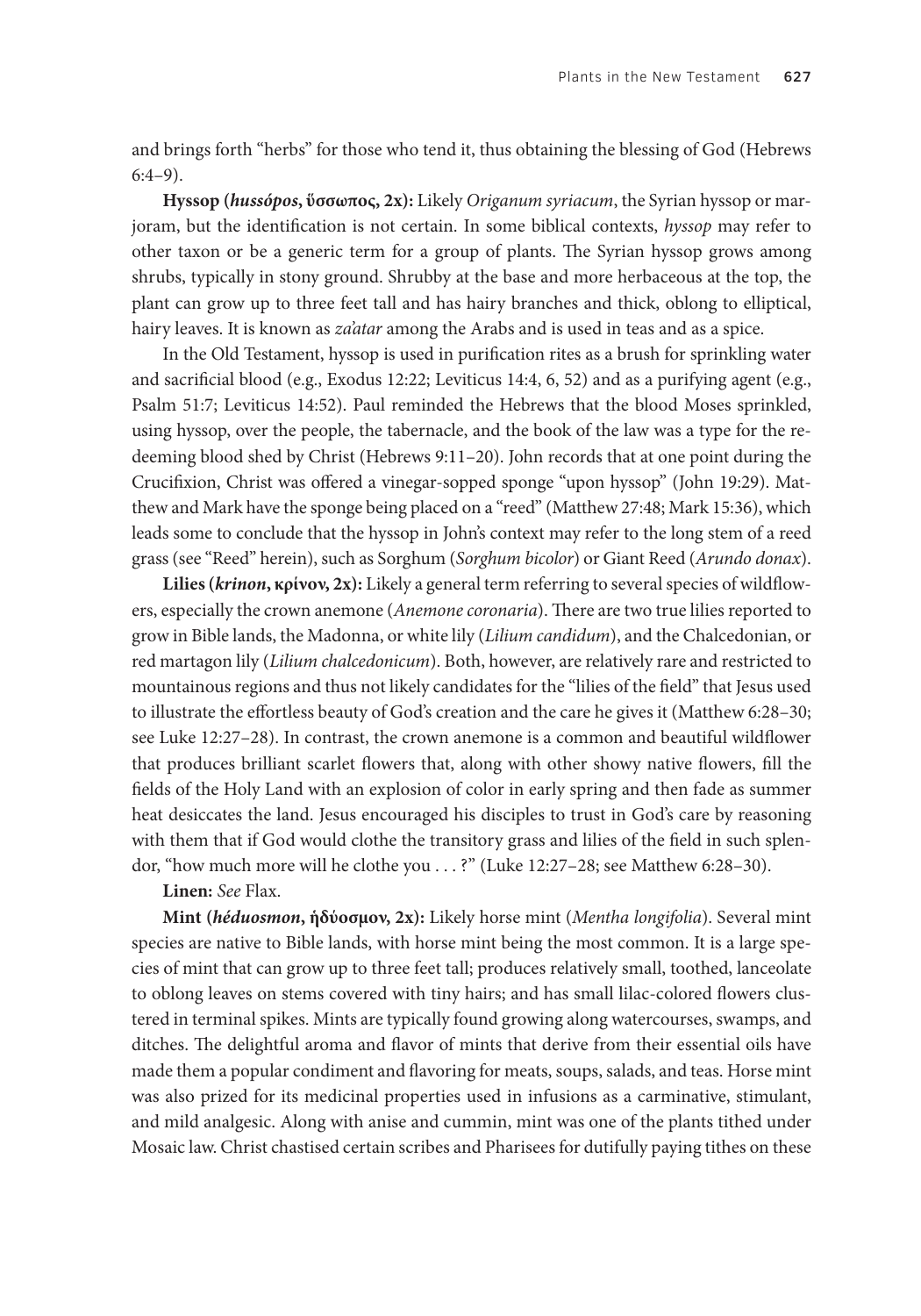and brings forth "herbs" for those who tend it, thus obtaining the blessing of God (Hebrews 6:4–9).

**Hyssop (*hussópos*, ὕσσωπος, 2x):** Likely *Origanum syriacum*, the Syrian hyssop or marjoram, but the identification is not certain. In some biblical contexts, *hyssop* may refer to other taxon or be a generic term for a group of plants. The Syrian hyssop grows among shrubs, typically in stony ground. Shrubby at the base and more herbaceous at the top, the plant can grow up to three feet tall and has hairy branches and thick, oblong to elliptical, hairy leaves. It is known as *za'atar* among the Arabs and is used in teas and as a spice.

In the Old Testament, hyssop is used in purification rites as a brush for sprinkling water and sacrificial blood (e.g., Exodus 12:22; Leviticus 14:4, 6, 52) and as a purifying agent (e.g., Psalm 51:7; Leviticus 14:52). Paul reminded the Hebrews that the blood Moses sprinkled, using hyssop, over the people, the tabernacle, and the book of the law was a type for the redeeming blood shed by Christ (Hebrews 9:11–20). John records that at one point during the Crucifixion, Christ was offered a vinegar-sopped sponge "upon hyssop" (John 19:29). Matthew and Mark have the sponge being placed on a "reed" (Matthew 27:48; Mark 15:36), which leads some to conclude that the hyssop in John's context may refer to the long stem of a reed grass (see "Reed" herein), such as Sorghum (*Sorghum bicolor*) or Giant Reed (*Arundo donax*).

**Lilies (*krinon*, κρίνον, 2x):** Likely a general term referring to several species of wildflowers, especially the crown anemone (*Anemone coronaria*). There are two true lilies reported to grow in Bible lands, the Madonna, or white lily (*Lilium candidum*), and the Chalcedonian, or red martagon lily (*Lilium chalcedonicum*). Both, however, are relatively rare and restricted to mountainous regions and thus not likely candidates for the "lilies of the field" that Jesus used to illustrate the effortless beauty of God's creation and the care he gives it (Matthew 6:28–30; see Luke 12:27–28). In contrast, the crown anemone is a common and beautiful wildflower that produces brilliant scarlet flowers that, along with other showy native flowers, fill the fields of the Holy Land with an explosion of color in early spring and then fade as summer heat desiccates the land. Jesus encouraged his disciples to trust in God's care by reasoning with them that if God would clothe the transitory grass and lilies of the field in such splendor, "how much more will he clothe you . . . ?" (Luke 12:27–28; see Matthew 6:28–30).

**Linen:** *See* Flax.

**Mint (*héduosmon*, ἡδύοσμον, 2x):** Likely horse mint (*Mentha longifolia*). Several mint species are native to Bible lands, with horse mint being the most common. It is a large species of mint that can grow up to three feet tall; produces relatively small, toothed, lanceolate to oblong leaves on stems covered with tiny hairs; and has small lilac-colored flowers clustered in terminal spikes. Mints are typically found growing along watercourses, swamps, and ditches. The delightful aroma and flavor of mints that derive from their essential oils have made them a popular condiment and flavoring for meats, soups, salads, and teas. Horse mint was also prized for its medicinal properties used in infusions as a carminative, stimulant, and mild analgesic. Along with anise and cummin, mint was one of the plants tithed under Mosaic law. Christ chastised certain scribes and Pharisees for dutifully paying tithes on these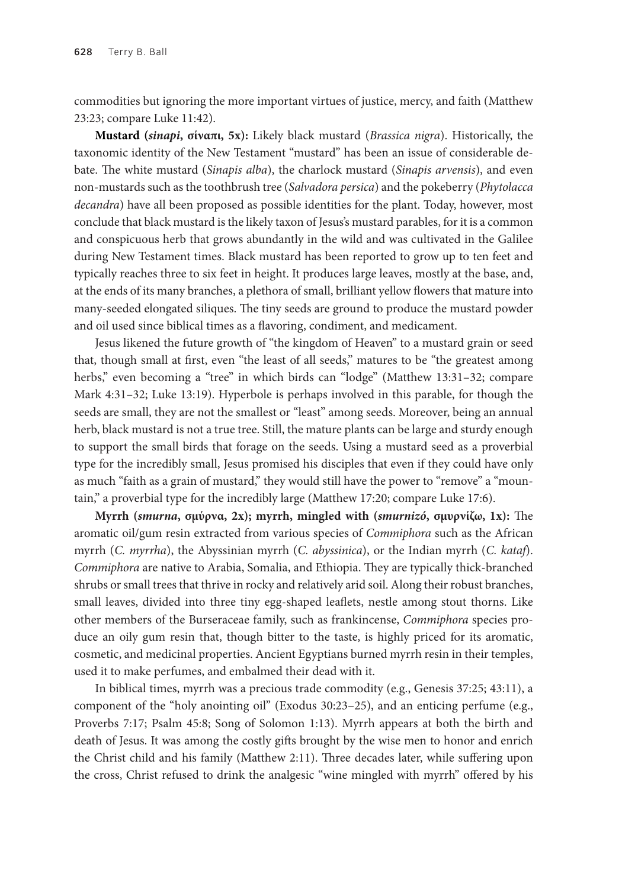commodities but ignoring the more important virtues of justice, mercy, and faith (Matthew 23:23; compare Luke 11:42).

**Mustard (*sinapi*, σίναπι, 5x):** Likely black mustard (*Brassica nigra*). Historically, the taxonomic identity of the New Testament "mustard" has been an issue of considerable debate. The white mustard (*Sinapis alba*), the charlock mustard (*Sinapis arvensis*), and even non-mustards such as the toothbrush tree (*Salvadora persica*) and the pokeberry (*Phytolacca decandra*) have all been proposed as possible identities for the plant. Today, however, most conclude that black mustard is the likely taxon of Jesus's mustard parables, for it is a common and conspicuous herb that grows abundantly in the wild and was cultivated in the Galilee during New Testament times. Black mustard has been reported to grow up to ten feet and typically reaches three to six feet in height. It produces large leaves, mostly at the base, and, at the ends of its many branches, a plethora of small, brilliant yellow flowers that mature into many-seeded elongated siliques. The tiny seeds are ground to produce the mustard powder and oil used since biblical times as a flavoring, condiment, and medicament.

Jesus likened the future growth of "the kingdom of Heaven" to a mustard grain or seed that, though small at first, even "the least of all seeds," matures to be "the greatest among herbs," even becoming a "tree" in which birds can "lodge" (Matthew 13:31–32; compare Mark 4:31–32; Luke 13:19). Hyperbole is perhaps involved in this parable, for though the seeds are small, they are not the smallest or "least" among seeds. Moreover, being an annual herb, black mustard is not a true tree. Still, the mature plants can be large and sturdy enough to support the small birds that forage on the seeds. Using a mustard seed as a proverbial type for the incredibly small, Jesus promised his disciples that even if they could have only as much "faith as a grain of mustard," they would still have the power to "remove" a "mountain," a proverbial type for the incredibly large (Matthew 17:20; compare Luke 17:6).

**Myrrh (*smurna*, σμύρνα, 2x); myrrh, mingled with (*smurnizó*, σμυρνίζω, 1x):** The aromatic oil/gum resin extracted from various species of *Commiphora* such as the African myrrh (*C. myrrha*), the Abyssinian myrrh (*C. abyssinica*), or the Indian myrrh (*C. kataf*). *Commiphora* are native to Arabia, Somalia, and Ethiopia. They are typically thick-branched shrubs or small trees that thrive in rocky and relatively arid soil. Along their robust branches, small leaves, divided into three tiny egg-shaped leaflets, nestle among stout thorns. Like other members of the Burseraceae family, such as frankincense, *Commiphora* species produce an oily gum resin that, though bitter to the taste, is highly priced for its aromatic, cosmetic, and medicinal properties. Ancient Egyptians burned myrrh resin in their temples, used it to make perfumes, and embalmed their dead with it.

In biblical times, myrrh was a precious trade commodity (e.g., Genesis 37:25; 43:11), a component of the "holy anointing oil" (Exodus 30:23–25), and an enticing perfume (e.g., Proverbs 7:17; Psalm 45:8; Song of Solomon 1:13). Myrrh appears at both the birth and death of Jesus. It was among the costly gifts brought by the wise men to honor and enrich the Christ child and his family (Matthew 2:11). Three decades later, while suffering upon the cross, Christ refused to drink the analgesic "wine mingled with myrrh" offered by his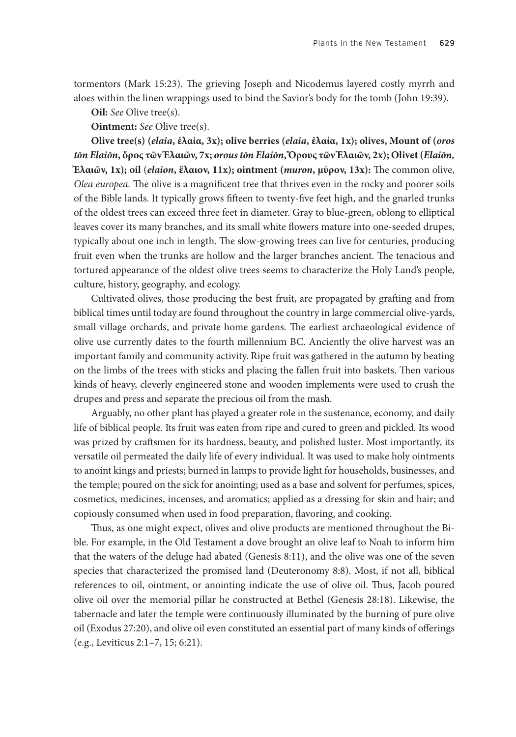tormentors (Mark 15:23). The grieving Joseph and Nicodemus layered costly myrrh and aloes within the linen wrappings used to bind the Savior's body for the tomb (John 19:39).

**Oil:** *See* Olive tree(s).

**Ointment:** *See* Olive tree(s).

**Olive tree(s) (*elaia*, ἐλαία, 3x); olive berries (*elaia*, ἐλαία, 1x); olives, Mount of (*oros tōn Elaiōn*, ὄρος τῶν Ἐλαιῶν, 7x; *orous tōn Elaiōn*, Ὄρους τῶν Ἐλαιῶν, 2x); Olivet (*Elaiōn*, Ἐλαιῶν, 1x); oil (*elaion*, ἔλαιον, 11x); ointment (*muron*, μύρον, 13x):** The common olive, *Olea europea.* The olive is a magnificent tree that thrives even in the rocky and poorer soils of the Bible lands. It typically grows fifteen to twenty-five feet high, and the gnarled trunks of the oldest trees can exceed three feet in diameter. Gray to blue-green, oblong to elliptical leaves cover its many branches, and its small white flowers mature into one-seeded drupes, typically about one inch in length. The slow-growing trees can live for centuries, producing fruit even when the trunks are hollow and the larger branches ancient. The tenacious and tortured appearance of the oldest olive trees seems to characterize the Holy Land's people, culture, history, geography, and ecology.

Cultivated olives, those producing the best fruit, are propagated by grafting and from biblical times until today are found throughout the country in large commercial olive-yards, small village orchards, and private home gardens. The earliest archaeological evidence of olive use currently dates to the fourth millennium BC. Anciently the olive harvest was an important family and community activity. Ripe fruit was gathered in the autumn by beating on the limbs of the trees with sticks and placing the fallen fruit into baskets. Then various kinds of heavy, cleverly engineered stone and wooden implements were used to crush the drupes and press and separate the precious oil from the mash.

Arguably, no other plant has played a greater role in the sustenance, economy, and daily life of biblical people. Its fruit was eaten from ripe and cured to green and pickled. Its wood was prized by craftsmen for its hardness, beauty, and polished luster. Most importantly, its versatile oil permeated the daily life of every individual. It was used to make holy ointments to anoint kings and priests; burned in lamps to provide light for households, businesses, and the temple; poured on the sick for anointing; used as a base and solvent for perfumes, spices, cosmetics, medicines, incenses, and aromatics; applied as a dressing for skin and hair; and copiously consumed when used in food preparation, flavoring, and cooking.

Thus, as one might expect, olives and olive products are mentioned throughout the Bible. For example, in the Old Testament a dove brought an olive leaf to Noah to inform him that the waters of the deluge had abated (Genesis 8:11), and the olive was one of the seven species that characterized the promised land (Deuteronomy 8:8). Most, if not all, biblical references to oil, ointment, or anointing indicate the use of olive oil. Thus, Jacob poured olive oil over the memorial pillar he constructed at Bethel (Genesis 28:18). Likewise, the tabernacle and later the temple were continuously illuminated by the burning of pure olive oil (Exodus 27:20), and olive oil even constituted an essential part of many kinds of offerings (e.g., Leviticus 2:1–7, 15; 6:21).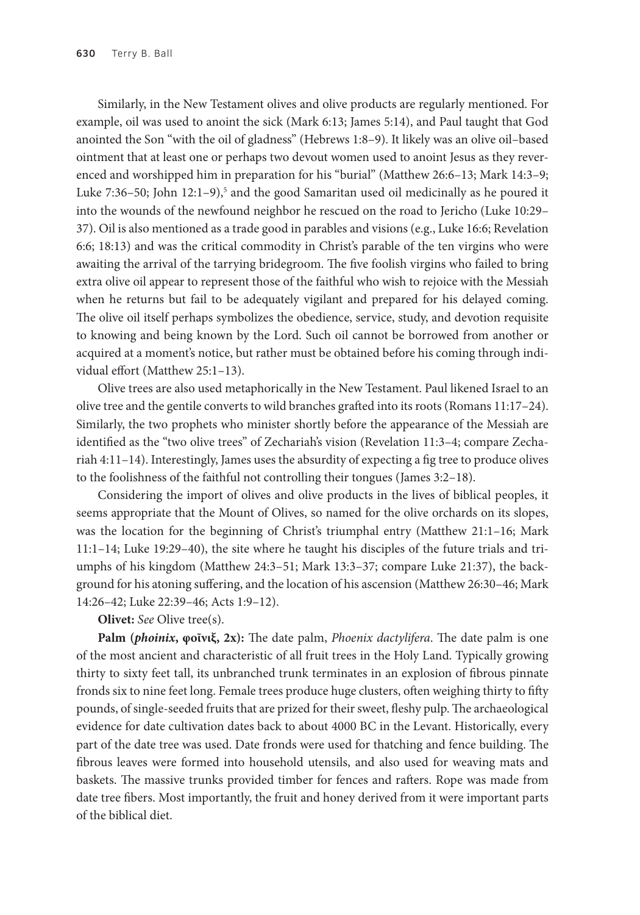Similarly, in the New Testament olives and olive products are regularly mentioned. For example, oil was used to anoint the sick (Mark 6:13; James 5:14), and Paul taught that God anointed the Son "with the oil of gladness" (Hebrews 1:8–9). It likely was an olive oil–based ointment that at least one or perhaps two devout women used to anoint Jesus as they reverenced and worshipped him in preparation for his "burial" (Matthew 26:6–13; Mark 14:3–9; Luke 7:36–50; John 12:1–9),[5] and the good Samaritan used oil medicinally as he poured it into the wounds of the newfound neighbor he rescued on the road to Jericho (Luke 10:29–37). Oil is also mentioned as a trade good in parables and visions (e.g., Luke 16:6; Revelation 6:6; 18:13) and was the critical commodity in Christ's parable of the ten virgins who were awaiting the arrival of the tarrying bridegroom. The five foolish virgins who failed to bring extra olive oil appear to represent those of the faithful who wish to rejoice with the Messiah when he returns but fail to be adequately vigilant and prepared for his delayed coming. The olive oil itself perhaps symbolizes the obedience, service, study, and devotion requisite to knowing and being known by the Lord. Such oil cannot be borrowed from another or acquired at a moment's notice, but rather must be obtained before his coming through individual effort (Matthew 25:1–13).

Olive trees are also used metaphorically in the New Testament. Paul likened Israel to an olive tree and the gentile converts to wild branches grafted into its roots (Romans 11:17–24). Similarly, the two prophets who minister shortly before the appearance of the Messiah are identified as the "two olive trees" of Zechariah's vision (Revelation 11:3–4; compare Zechariah 4:11–14). Interestingly, James uses the absurdity of expecting a fig tree to produce olives to the foolishness of the faithful not controlling their tongues (James 3:2–18).

Considering the import of olives and olive products in the lives of biblical peoples, it seems appropriate that the Mount of Olives, so named for the olive orchards on its slopes, was the location for the beginning of Christ's triumphal entry (Matthew 21:1–16; Mark 11:1–14; Luke 19:29–40), the site where he taught his disciples of the future trials and triumphs of his kingdom (Matthew 24:3–51; Mark 13:3–37; compare Luke 21:37), the background for his atoning suffering, and the location of his ascension (Matthew 26:30–46; Mark 14:26–42; Luke 22:39–46; Acts 1:9–12).

**Olivet:** *See* Olive tree(s).

**Palm (*phoinix*, φοῖνιξ, 2x):** The date palm, *Phoenix dactylifera*. The date palm is one of the most ancient and characteristic of all fruit trees in the Holy Land. Typically growing thirty to sixty feet tall, its unbranched trunk terminates in an explosion of fibrous pinnate fronds six to nine feet long. Female trees produce huge clusters, often weighing thirty to fifty pounds, of single-seeded fruits that are prized for their sweet, fleshy pulp. The archaeological evidence for date cultivation dates back to about 4000 BC in the Levant. Historically, every part of the date tree was used. Date fronds were used for thatching and fence building. The fibrous leaves were formed into household utensils, and also used for weaving mats and baskets. The massive trunks provided timber for fences and rafters. Rope was made from date tree fibers. Most importantly, the fruit and honey derived from it were important parts of the biblical diet.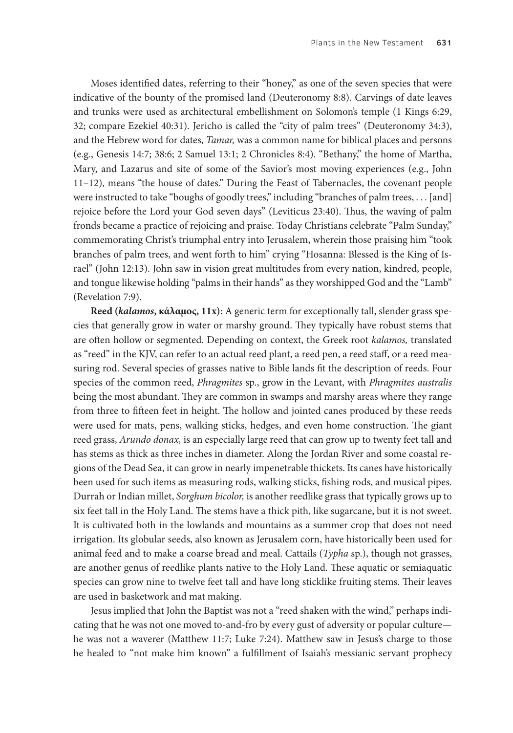Moses identified dates, referring to their "honey," as one of the seven species that were indicative of the bounty of the promised land (Deuteronomy 8:8). Carvings of date leaves and trunks were used as architectural embellishment on Solomon's temple (1 Kings 6:29, 32; compare Ezekiel 40:31). Jericho is called the "city of palm trees" (Deuteronomy 34:3), and the Hebrew word for dates, *Tamar,* was a common name for biblical places and persons (e.g., Genesis 14:7; 38:6; 2 Samuel 13:1; 2 Chronicles 8:4). "Bethany," the home of Martha, Mary, and Lazarus and site of some of the Savior's most moving experiences (e.g., John 11–12), means "the house of dates." During the Feast of Tabernacles, the covenant people were instructed to take "boughs of goodly trees," including "branches of palm trees, . . . [and] rejoice before the Lord your God seven days" (Leviticus 23:40). Thus, the waving of palm fronds became a practice of rejoicing and praise. Today Christians celebrate "Palm Sunday," commemorating Christ's triumphal entry into Jerusalem, wherein those praising him "took branches of palm trees, and went forth to him" crying "Hosanna: Blessed is the King of Israel" (John 12:13). John saw in vision great multitudes from every nation, kindred, people, and tongue likewise holding "palms in their hands" as they worshipped God and the "Lamb" (Revelation 7:9).

**Reed (*kalamos*, κάλαμος, 11x):** A generic term for exceptionally tall, slender grass species that generally grow in water or marshy ground. They typically have robust stems that are often hollow or segmented. Depending on context, the Greek root *kalamos,* translated as "reed" in the KJV, can refer to an actual reed plant, a reed pen, a reed staff, or a reed measuring rod. Several species of grasses native to Bible lands fit the description of reeds. Four species of the common reed, *Phragmites* sp., grow in the Levant, with *Phragmites australis* being the most abundant. They are common in swamps and marshy areas where they range from three to fifteen feet in height. The hollow and jointed canes produced by these reeds were used for mats, pens, walking sticks, hedges, and even home construction. The giant reed grass, *Arundo donax,* is an especially large reed that can grow up to twenty feet tall and has stems as thick as three inches in diameter. Along the Jordan River and some coastal regions of the Dead Sea, it can grow in nearly impenetrable thickets. Its canes have historically been used for such items as measuring rods, walking sticks, fishing rods, and musical pipes. Durrah or Indian millet, *Sorghum bicolor,* is another reedlike grass that typically grows up to six feet tall in the Holy Land. The stems have a thick pith, like sugarcane, but it is not sweet. It is cultivated both in the lowlands and mountains as a summer crop that does not need irrigation. Its globular seeds, also known as Jerusalem corn, have historically been used for animal feed and to make a coarse bread and meal. Cattails (*Typha* sp.), though not grasses, are another genus of reedlike plants native to the Holy Land. These aquatic or semiaquatic species can grow nine to twelve feet tall and have long sticklike fruiting stems. Their leaves are used in basketwork and mat making.

Jesus implied that John the Baptist was not a "reed shaken with the wind," perhaps indicating that he was not one moved to-and-fro by every gust of adversity or popular culture—he was not a waverer (Matthew 11:7; Luke 7:24). Matthew saw in Jesus's charge to those he healed to "not make him known" a fulfillment of Isaiah's messianic servant prophecy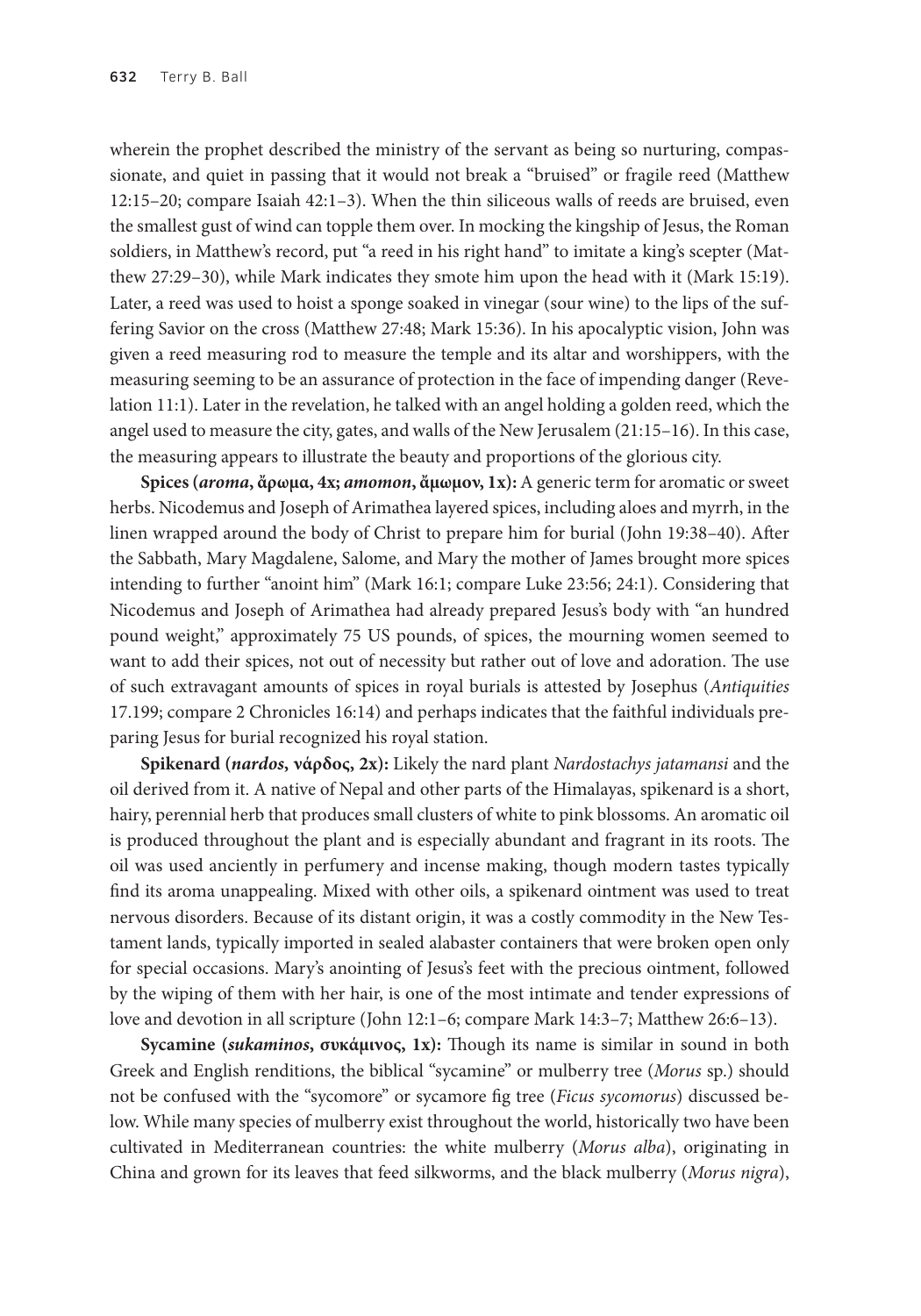wherein the prophet described the ministry of the servant as being so nurturing, compassionate, and quiet in passing that it would not break a "bruised" or fragile reed (Matthew 12:15–20; compare Isaiah 42:1–3). When the thin siliceous walls of reeds are bruised, even the smallest gust of wind can topple them over. In mocking the kingship of Jesus, the Roman soldiers, in Matthew's record, put "a reed in his right hand" to imitate a king's scepter (Matthew 27:29–30), while Mark indicates they smote him upon the head with it (Mark 15:19). Later, a reed was used to hoist a sponge soaked in vinegar (sour wine) to the lips of the suffering Savior on the cross (Matthew 27:48; Mark 15:36). In his apocalyptic vision, John was given a reed measuring rod to measure the temple and its altar and worshippers, with the measuring seeming to be an assurance of protection in the face of impending danger (Revelation 11:1). Later in the revelation, he talked with an angel holding a golden reed, which the angel used to measure the city, gates, and walls of the New Jerusalem (21:15–16). In this case, the measuring appears to illustrate the beauty and proportions of the glorious city.

**Spices (*aroma*, ἄρωμα, 4x; *amomon*, ἄμωμον, 1x):** A generic term for aromatic or sweet herbs. Nicodemus and Joseph of Arimathea layered spices, including aloes and myrrh, in the linen wrapped around the body of Christ to prepare him for burial (John 19:38–40). After the Sabbath, Mary Magdalene, Salome, and Mary the mother of James brought more spices intending to further "anoint him" (Mark 16:1; compare Luke 23:56; 24:1). Considering that Nicodemus and Joseph of Arimathea had already prepared Jesus's body with "an hundred pound weight," approximately 75 US pounds, of spices, the mourning women seemed to want to add their spices, not out of necessity but rather out of love and adoration. The use of such extravagant amounts of spices in royal burials is attested by Josephus (*Antiquities* 17.199; compare 2 Chronicles 16:14) and perhaps indicates that the faithful individuals preparing Jesus for burial recognized his royal station.

**Spikenard (*nardos*, νάρδος, 2x):** Likely the nard plant *Nardostachys jatamansi* and the oil derived from it. A native of Nepal and other parts of the Himalayas, spikenard is a short, hairy, perennial herb that produces small clusters of white to pink blossoms. An aromatic oil is produced throughout the plant and is especially abundant and fragrant in its roots. The oil was used anciently in perfumery and incense making, though modern tastes typically find its aroma unappealing. Mixed with other oils, a spikenard ointment was used to treat nervous disorders. Because of its distant origin, it was a costly commodity in the New Testament lands, typically imported in sealed alabaster containers that were broken open only for special occasions. Mary's anointing of Jesus's feet with the precious ointment, followed by the wiping of them with her hair, is one of the most intimate and tender expressions of love and devotion in all scripture (John 12:1–6; compare Mark 14:3–7; Matthew 26:6–13).

**Sycamine (*sukaminos*, συκάμινος, 1x):** Though its name is similar in sound in both Greek and English renditions, the biblical "sycamine" or mulberry tree (*Morus* sp.) should not be confused with the "sycomore" or sycamore fig tree (*Ficus sycomorus*) discussed below. While many species of mulberry exist throughout the world, historically two have been cultivated in Mediterranean countries: the white mulberry (*Morus alba*), originating in China and grown for its leaves that feed silkworms, and the black mulberry (*Morus nigra*),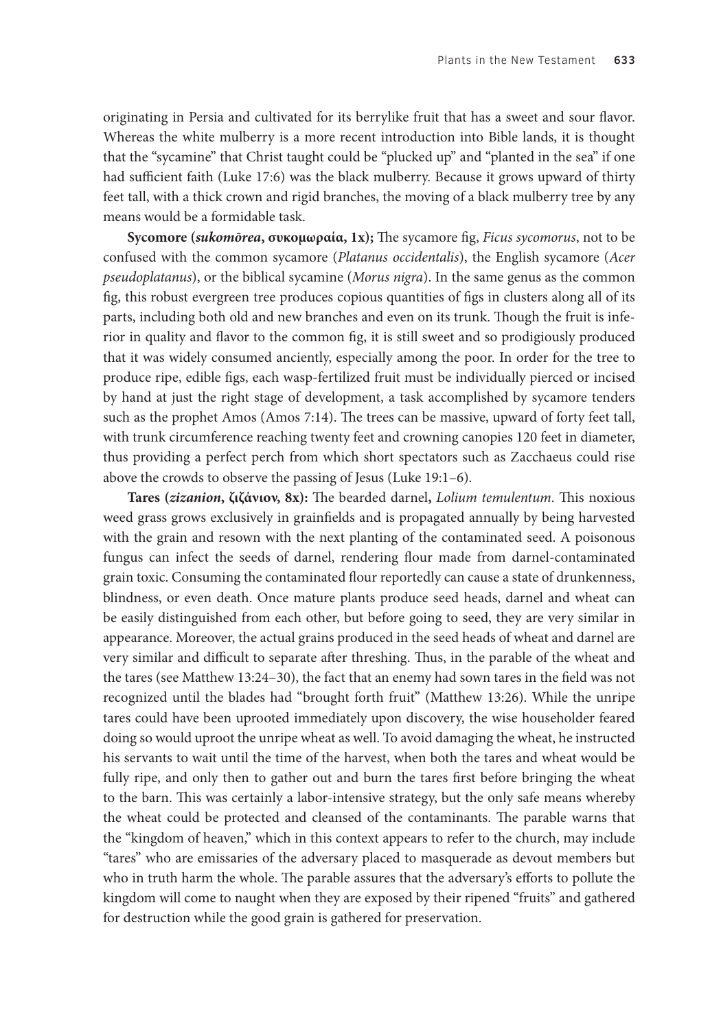originating in Persia and cultivated for its berrylike fruit that has a sweet and sour flavor. Whereas the white mulberry is a more recent introduction into Bible lands, it is thought that the "sycamine" that Christ taught could be "plucked up" and "planted in the sea" if one had sufficient faith (Luke 17:6) was the black mulberry. Because it grows upward of thirty feet tall, with a thick crown and rigid branches, the moving of a black mulberry tree by any means would be a formidable task.

**Sycomore (*sukomōrea*, συκομωραία, 1x);** The sycamore fig, *Ficus sycomorus*, not to be confused with the common sycamore (*Platanus occidentalis*), the English sycamore (*Acer pseudoplatanus*), or the biblical sycamine (*Morus nigra*). In the same genus as the common fig, this robust evergreen tree produces copious quantities of figs in clusters along all of its parts, including both old and new branches and even on its trunk. Though the fruit is inferior in quality and flavor to the common fig, it is still sweet and so prodigiously produced that it was widely consumed anciently, especially among the poor. In order for the tree to produce ripe, edible figs, each wasp-fertilized fruit must be individually pierced or incised by hand at just the right stage of development, a task accomplished by sycamore tenders such as the prophet Amos (Amos 7:14). The trees can be massive, upward of forty feet tall, with trunk circumference reaching twenty feet and crowning canopies 120 feet in diameter, thus providing a perfect perch from which short spectators such as Zacchaeus could rise above the crowds to observe the passing of Jesus (Luke 19:1–6).

**Tares (*zizanion*, ζιζάνιον, 8x):** The bearded darnel**,** *Lolium temulentum*. This noxious weed grass grows exclusively in grainfields and is propagated annually by being harvested with the grain and resown with the next planting of the contaminated seed. A poisonous fungus can infect the seeds of darnel, rendering flour made from darnel-contaminated grain toxic. Consuming the contaminated flour reportedly can cause a state of drunkenness, blindness, or even death. Once mature plants produce seed heads, darnel and wheat can be easily distinguished from each other, but before going to seed, they are very similar in appearance. Moreover, the actual grains produced in the seed heads of wheat and darnel are very similar and difficult to separate after threshing. Thus, in the parable of the wheat and the tares (see Matthew 13:24–30), the fact that an enemy had sown tares in the field was not recognized until the blades had "brought forth fruit" (Matthew 13:26). While the unripe tares could have been uprooted immediately upon discovery, the wise householder feared doing so would uproot the unripe wheat as well. To avoid damaging the wheat, he instructed his servants to wait until the time of the harvest, when both the tares and wheat would be fully ripe, and only then to gather out and burn the tares first before bringing the wheat to the barn. This was certainly a labor-intensive strategy, but the only safe means whereby the wheat could be protected and cleansed of the contaminants. The parable warns that the "kingdom of heaven," which in this context appears to refer to the church, may include "tares" who are emissaries of the adversary placed to masquerade as devout members but who in truth harm the whole. The parable assures that the adversary's efforts to pollute the kingdom will come to naught when they are exposed by their ripened "fruits" and gathered for destruction while the good grain is gathered for preservation.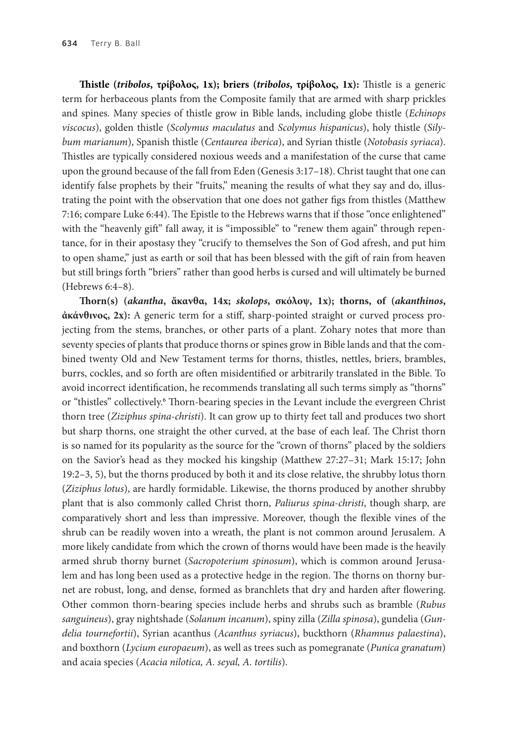**Thistle (*tribolos*, τρίβολος, 1x); briers (*tribolos*, τρίβολος, 1x):** Thistle is a generic term for herbaceous plants from the Composite family that are armed with sharp prickles and spines. Many species of thistle grow in Bible lands, including globe thistle (*Echinops viscocus*), golden thistle (*Scolymus maculatus* and *Scolymus hispanicus*), holy thistle (*Silybum marianum*), Spanish thistle (*Centaurea iberica*), and Syrian thistle (*Notobasis syriaca*). Thistles are typically considered noxious weeds and a manifestation of the curse that came upon the ground because of the fall from Eden (Genesis 3:17–18). Christ taught that one can identify false prophets by their "fruits," meaning the results of what they say and do, illustrating the point with the observation that one does not gather figs from thistles (Matthew 7:16; compare Luke 6:44). The Epistle to the Hebrews warns that if those "once enlightened" with the "heavenly gift" fall away, it is "impossible" to "renew them again" through repentance, for in their apostasy they "crucify to themselves the Son of God afresh, and put him to open shame," just as earth or soil that has been blessed with the gift of rain from heaven but still brings forth "briers" rather than good herbs is cursed and will ultimately be burned (Hebrews 6:4–8).

**Thorn(s) (*akantha*, ἄκανθα, 14x; *skolops*, σκόλοψ, 1x); thorns, of (*akanthinos*, ἀκάνθινος, 2x):** A generic term for a stiff, sharp-pointed straight or curved process projecting from the stems, branches, or other parts of a plant. Zohary notes that more than seventy species of plants that produce thorns or spines grow in Bible lands and that the combined twenty Old and New Testament terms for thorns, thistles, nettles, briers, brambles, burrs, cockles, and so forth are often misidentified or arbitrarily translated in the Bible. To avoid incorrect identification, he recommends translating all such terms simply as "thorns" or "thistles" collectively.[6] Thorn-bearing species in the Levant include the evergreen Christ thorn tree (*Ziziphus spina-christi*). It can grow up to thirty feet tall and produces two short but sharp thorns, one straight the other curved, at the base of each leaf. The Christ thorn is so named for its popularity as the source for the "crown of thorns" placed by the soldiers on the Savior's head as they mocked his kingship (Matthew 27:27–31; Mark 15:17; John 19:2–3, 5), but the thorns produced by both it and its close relative, the shrubby lotus thorn (*Ziziphus lotus*), are hardly formidable. Likewise, the thorns produced by another shrubby plant that is also commonly called Christ thorn, *Paliurus spina-christi*, though sharp, are comparatively short and less than impressive. Moreover, though the flexible vines of the shrub can be readily woven into a wreath, the plant is not common around Jerusalem. A more likely candidate from which the crown of thorns would have been made is the heavily armed shrub thorny burnet (*Sacropoterium spinosum*), which is common around Jerusalem and has long been used as a protective hedge in the region. The thorns on thorny burnet are robust, long, and dense, formed as branchlets that dry and harden after flowering. Other common thorn-bearing species include herbs and shrubs such as bramble (*Rubus sanguineus*), gray nightshade (*Solanum incanum*), spiny zilla (*Zilla spinosa*), gundelia (*Gundelia tournefortii*), Syrian acanthus (*Acanthus syriacus*), buckthorn (*Rhamnus palaestina*), and boxthorn (*Lycium europaeum*), as well as trees such as pomegranate (*Punica granatum*) and acaia species (*Acacia nilotica, A. seyal, A. tortilis*).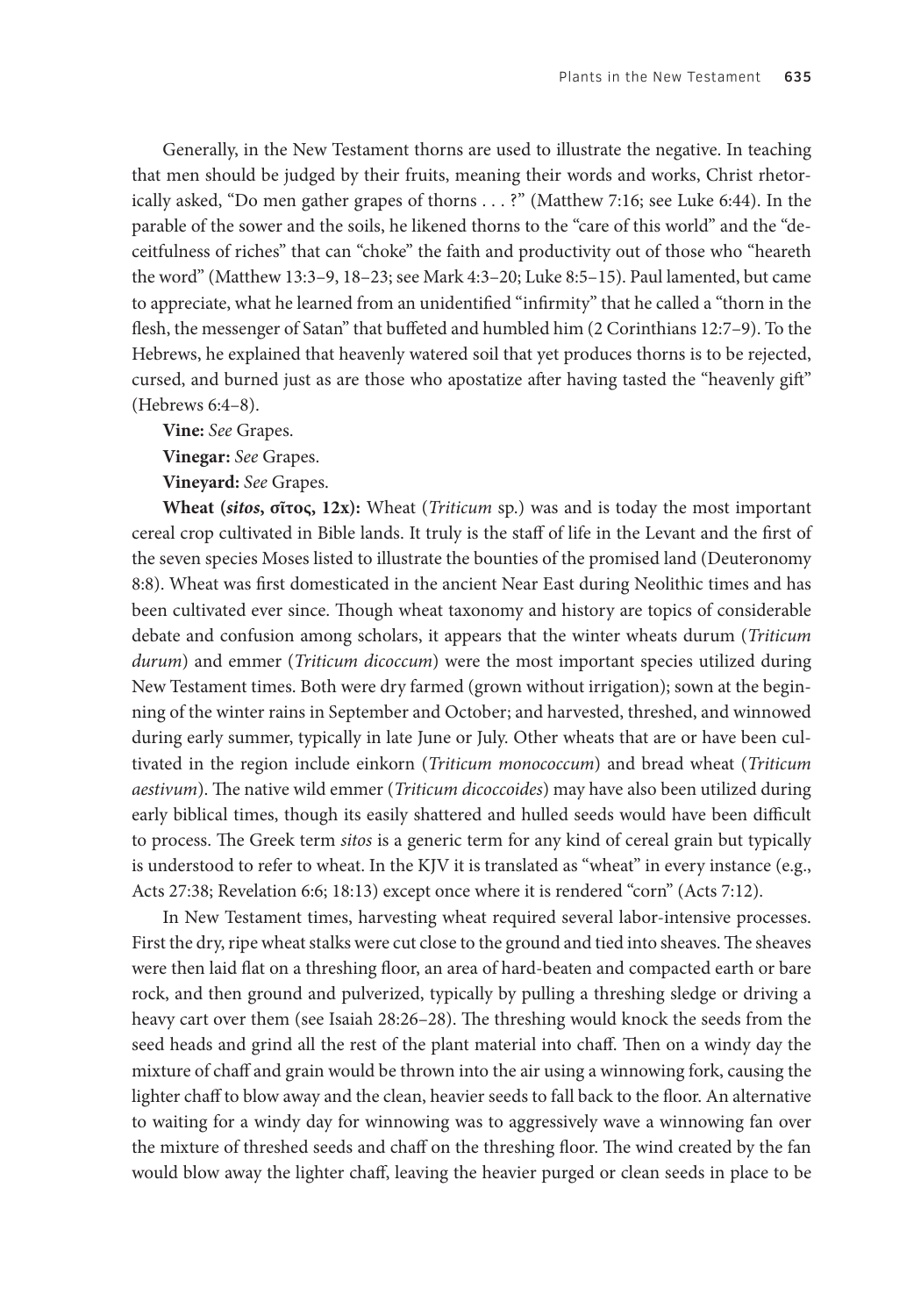Generally, in the New Testament thorns are used to illustrate the negative. In teaching that men should be judged by their fruits, meaning their words and works, Christ rhetorically asked, "Do men gather grapes of thorns . . . ?" (Matthew 7:16; see Luke 6:44). In the parable of the sower and the soils, he likened thorns to the "care of this world" and the "deceitfulness of riches" that can "choke" the faith and productivity out of those who "heareth the word" (Matthew 13:3–9, 18–23; see Mark 4:3–20; Luke 8:5–15). Paul lamented, but came to appreciate, what he learned from an unidentified "infirmity" that he called a "thorn in the flesh, the messenger of Satan" that buffeted and humbled him (2 Corinthians 12:7–9). To the Hebrews, he explained that heavenly watered soil that yet produces thorns is to be rejected, cursed, and burned just as are those who apostatize after having tasted the "heavenly gift" (Hebrews 6:4–8).

**Vine:** *See* Grapes.

**Vinegar:** *See* Grapes.

**Vineyard:** *See* Grapes.

**Wheat (*sitos*, σῖτος, 12x):** Wheat (*Triticum* sp.) was and is today the most important cereal crop cultivated in Bible lands. It truly is the staff of life in the Levant and the first of the seven species Moses listed to illustrate the bounties of the promised land (Deuteronomy 8:8). Wheat was first domesticated in the ancient Near East during Neolithic times and has been cultivated ever since. Though wheat taxonomy and history are topics of considerable debate and confusion among scholars, it appears that the winter wheats durum (*Triticum durum*) and emmer (*Triticum dicoccum*) were the most important species utilized during New Testament times. Both were dry farmed (grown without irrigation); sown at the beginning of the winter rains in September and October; and harvested, threshed, and winnowed during early summer, typically in late June or July. Other wheats that are or have been cultivated in the region include einkorn (*Triticum monococcum*) and bread wheat (*Triticum aestivum*). The native wild emmer (*Triticum dicoccoides*) may have also been utilized during early biblical times, though its easily shattered and hulled seeds would have been difficult to process. The Greek term *sitos* is a generic term for any kind of cereal grain but typically is understood to refer to wheat. In the KJV it is translated as "wheat" in every instance (e.g., Acts 27:38; Revelation 6:6; 18:13) except once where it is rendered "corn" (Acts 7:12).

In New Testament times, harvesting wheat required several labor-intensive processes. First the dry, ripe wheat stalks were cut close to the ground and tied into sheaves. The sheaves were then laid flat on a threshing floor, an area of hard-beaten and compacted earth or bare rock, and then ground and pulverized, typically by pulling a threshing sledge or driving a heavy cart over them (see Isaiah 28:26–28). The threshing would knock the seeds from the seed heads and grind all the rest of the plant material into chaff. Then on a windy day the mixture of chaff and grain would be thrown into the air using a winnowing fork, causing the lighter chaff to blow away and the clean, heavier seeds to fall back to the floor. An alternative to waiting for a windy day for winnowing was to aggressively wave a winnowing fan over the mixture of threshed seeds and chaff on the threshing floor. The wind created by the fan would blow away the lighter chaff, leaving the heavier purged or clean seeds in place to be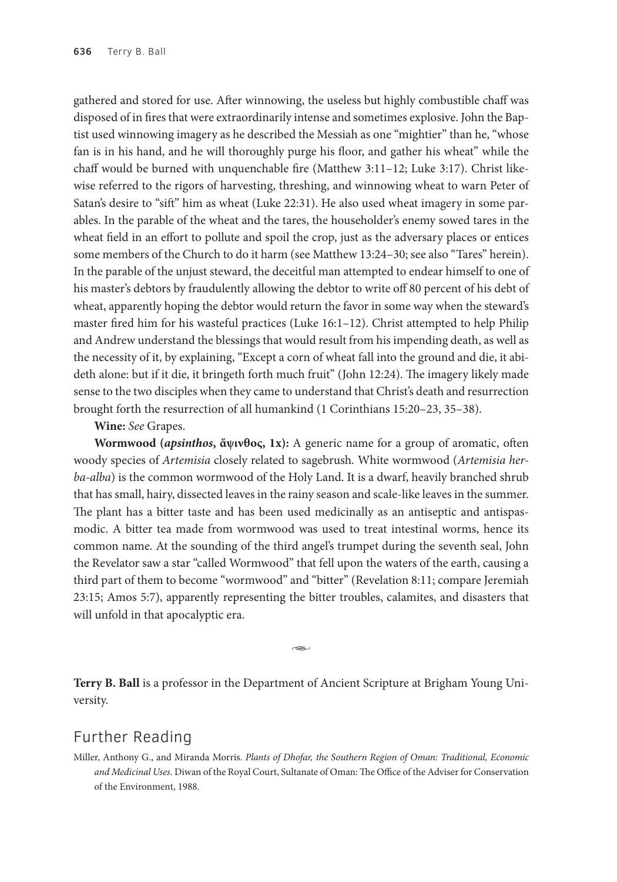gathered and stored for use. After winnowing, the useless but highly combustible chaff was disposed of in fires that were extraordinarily intense and sometimes explosive. John the Baptist used winnowing imagery as he described the Messiah as one "mightier" than he, "whose fan is in his hand, and he will thoroughly purge his floor, and gather his wheat" while the chaff would be burned with unquenchable fire (Matthew 3:11–12; Luke 3:17). Christ likewise referred to the rigors of harvesting, threshing, and winnowing wheat to warn Peter of Satan's desire to "sift" him as wheat (Luke 22:31). He also used wheat imagery in some parables. In the parable of the wheat and the tares, the householder's enemy sowed tares in the wheat field in an effort to pollute and spoil the crop, just as the adversary places or entices some members of the Church to do it harm (see Matthew 13:24–30; see also "Tares" herein). In the parable of the unjust steward, the deceitful man attempted to endear himself to one of his master's debtors by fraudulently allowing the debtor to write off 80 percent of his debt of wheat, apparently hoping the debtor would return the favor in some way when the steward's master fired him for his wasteful practices (Luke 16:1–12). Christ attempted to help Philip and Andrew understand the blessings that would result from his impending death, as well as the necessity of it, by explaining, "Except a corn of wheat fall into the ground and die, it abideth alone: but if it die, it bringeth forth much fruit" (John 12:24). The imagery likely made sense to the two disciples when they came to understand that Christ's death and resurrection brought forth the resurrection of all humankind (1 Corinthians 15:20–23, 35–38).

**Wine:** *See* Grapes.

**Wormwood (*apsinthos*, ἄψινθος, 1x):** A generic name for a group of aromatic, often woody species of *Artemisia* closely related to sagebrush. White wormwood (*Artemisia herba-alba*) is the common wormwood of the Holy Land. It is a dwarf, heavily branched shrub that has small, hairy, dissected leaves in the rainy season and scale-like leaves in the summer. The plant has a bitter taste and has been used medicinally as an antiseptic and antispasmodic. A bitter tea made from wormwood was used to treat intestinal worms, hence its common name. At the sounding of the third angel's trumpet during the seventh seal, John the Revelator saw a star "called Wormwood" that fell upon the waters of the earth, causing a third part of them to become "wormwood" and "bitter" (Revelation 8:11; compare Jeremiah 23:15; Amos 5:7), apparently representing the bitter troubles, calamites, and disasters that will unfold in that apocalyptic era.

**Terry B. Ball** is a professor in the Department of Ancient Scripture at Brigham Young University.

## Further Reading

Miller, Anthony G., and Miranda Morris. *Plants of Dhofar, the Southern Region of Oman: Traditional, Economic and Medicinal Uses*. Diwan of the Royal Court, Sultanate of Oman: The Office of the Adviser for Conservation of the Environment, 1988.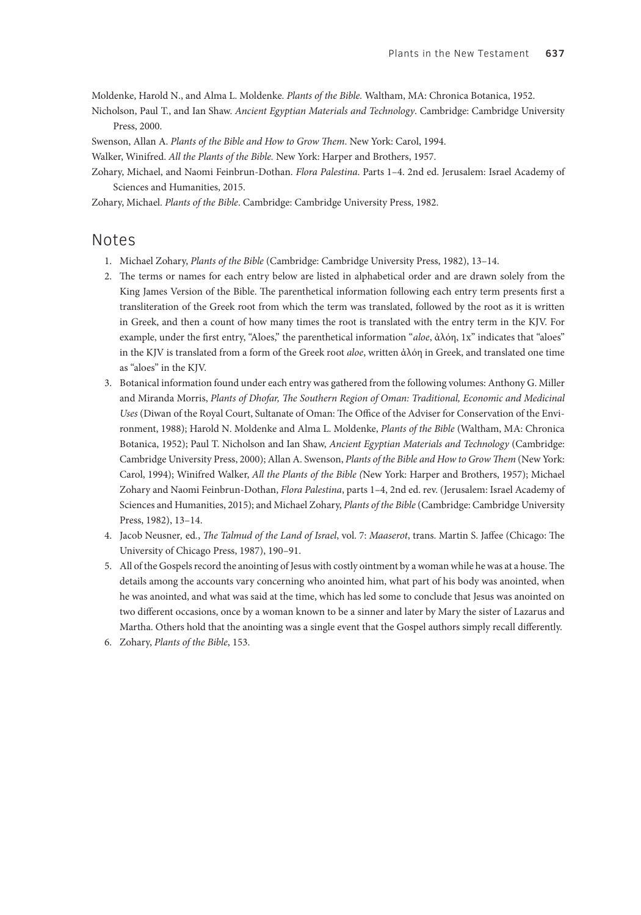Moldenke, Harold N., and Alma L. Moldenke. *Plants of the Bible.* Waltham, MA: Chronica Botanica, 1952.

Nicholson, Paul T., and Ian Shaw. *Ancient Egyptian Materials and Technology*. Cambridge: Cambridge University Press, 2000.

Swenson, Allan A. *Plants of the Bible and How to Grow Them*. New York: Carol, 1994.

Walker, Winifred. *All the Plants of the Bible.* New York: Harper and Brothers, 1957.

Zohary, Michael, and Naomi Feinbrun-Dothan. *Flora Palestina.* Parts 1–4. 2nd ed. Jerusalem: Israel Academy of Sciences and Humanities, 2015.

Zohary, Michael. *Plants of the Bible*. Cambridge: Cambridge University Press, 1982.

## Notes

1. Michael Zohary, *Plants of the Bible* (Cambridge: Cambridge University Press, 1982), 13–14.
2. The terms or names for each entry below are listed in alphabetical order and are drawn solely from the King James Version of the Bible. The parenthetical information following each entry term presents first a transliteration of the Greek root from which the term was translated, followed by the root as it is written in Greek, and then a count of how many times the root is translated with the entry term in the KJV. For example, under the first entry, "Aloes," the parenthetical information "*aloe*, ἀλόη, 1x" indicates that "aloes" in the KJV is translated from a form of the Greek root *aloe*, written ἀλόη in Greek, and translated one time as "aloes" in the KJV.
3. Botanical information found under each entry was gathered from the following volumes: Anthony G. Miller and Miranda Morris, *Plants of Dhofar, The Southern Region of Oman: Traditional, Economic and Medicinal Uses* (Diwan of the Royal Court, Sultanate of Oman: The Office of the Adviser for Conservation of the Environment, 1988); Harold N. Moldenke and Alma L. Moldenke, *Plants of the Bible* (Waltham, MA: Chronica Botanica, 1952); Paul T. Nicholson and Ian Shaw, *Ancient Egyptian Materials and Technology* (Cambridge: Cambridge University Press, 2000); Allan A. Swenson, *Plants of the Bible and How to Grow Them* (New York: Carol, 1994); Winifred Walker, *All the Plants of the Bible (*New York: Harper and Brothers, 1957); Michael Zohary and Naomi Feinbrun-Dothan, *Flora Palestina*, parts 1–4, 2nd ed. rev. (Jerusalem: Israel Academy of Sciences and Humanities, 2015); and Michael Zohary, *Plants of the Bible* (Cambridge: Cambridge University Press, 1982), 13–14.
4. Jacob Neusner, ed., *The Talmud of the Land of Israel*, vol. 7: *Maaserot*, trans. Martin S. Jaffee (Chicago: The University of Chicago Press, 1987), 190–91.
5. All of the Gospels record the anointing of Jesus with costly ointment by a woman while he was at a house. The details among the accounts vary concerning who anointed him, what part of his body was anointed, when he was anointed, and what was said at the time, which has led some to conclude that Jesus was anointed on two different occasions, once by a woman known to be a sinner and later by Mary the sister of Lazarus and Martha. Others hold that the anointing was a single event that the Gospel authors simply recall differently.
6. Zohary, *Plants of the Bible*, 153.